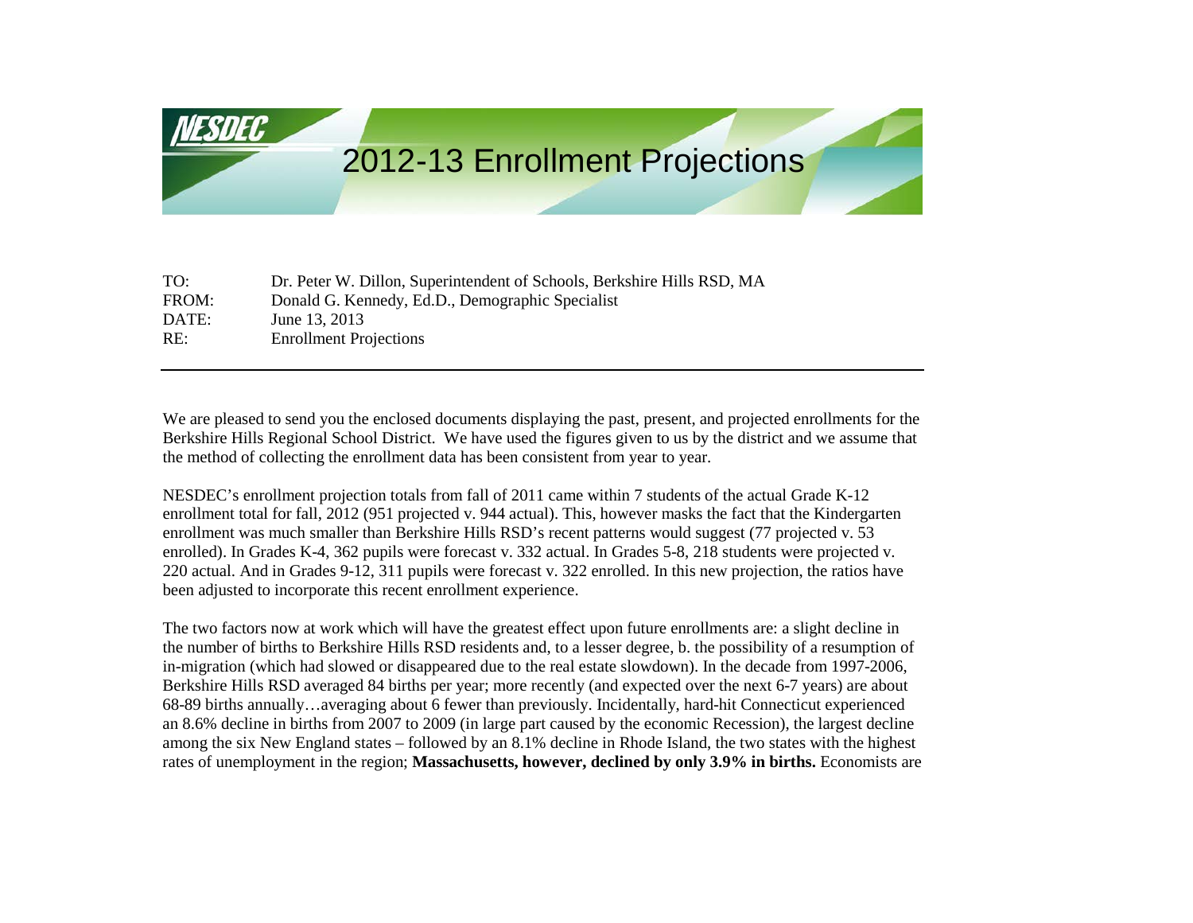**NESDEC**

# 2012-13 Enrollment Projections

TO: Dr. Peter W. Dillon, Superintendent of Schools, Berkshire Hills RSD, MA
FROM: Donald G. Kennedy, Ed.D., Demographic Specialist
DATE: June 13, 2013
RE: Enrollment Projections

---

We are pleased to send you the enclosed documents displaying the past, present, and projected enrollments for the Berkshire Hills Regional School District. We have used the figures given to us by the district and we assume that the method of collecting the enrollment data has been consistent from year to year.

NESDEC's enrollment projection totals from fall of 2011 came within 7 students of the actual Grade K-12 enrollment total for fall, 2012 (951 projected v. 944 actual). This, however masks the fact that the Kindergarten enrollment was much smaller than Berkshire Hills RSD's recent patterns would suggest (77 projected v. 53 enrolled). In Grades K-4, 362 pupils were forecast v. 332 actual. In Grades 5-8, 218 students were projected v. 220 actual. And in Grades 9-12, 311 pupils were forecast v. 322 enrolled. In this new projection, the ratios have been adjusted to incorporate this recent enrollment experience.

The two factors now at work which will have the greatest effect upon future enrollments are: a slight decline in the number of births to Berkshire Hills RSD residents and, to a lesser degree, b. the possibility of a resumption of in-migration (which had slowed or disappeared due to the real estate slowdown). In the decade from 1997-2006, Berkshire Hills RSD averaged 84 births per year; more recently (and expected over the next 6-7 years) are about 68-89 births annually…averaging about 6 fewer than previously. Incidentally, hard-hit Connecticut experienced an 8.6% decline in births from 2007 to 2009 (in large part caused by the economic Recession), the largest decline among the six New England states – followed by an 8.1% decline in Rhode Island, the two states with the highest rates of unemployment in the region; **Massachusetts, however, declined by only 3.9% in births.** Economists are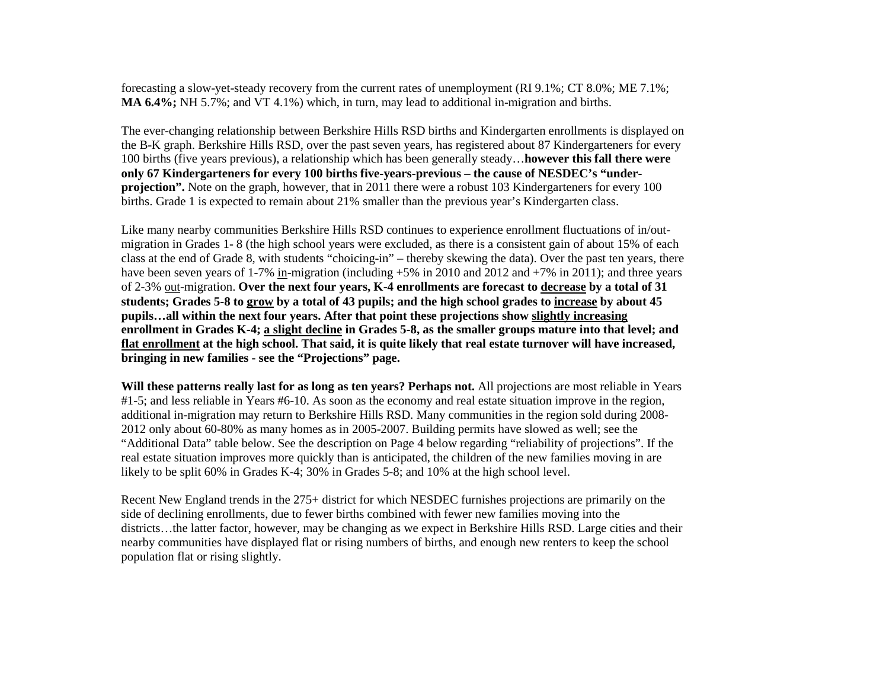forecasting a slow-yet-steady recovery from the current rates of unemployment (RI 9.1%; CT 8.0%; ME 7.1%; **MA 6.4%;** NH 5.7%; and VT 4.1%) which, in turn, may lead to additional in-migration and births.

The ever-changing relationship between Berkshire Hills RSD births and Kindergarten enrollments is displayed on the B-K graph. Berkshire Hills RSD, over the past seven years, has registered about 87 Kindergarteners for every 100 births (five years previous), a relationship which has been generally steady…**however this fall there were only 67 Kindergarteners for every 100 births five-years-previous – the cause of NESDEC's "under-projection".** Note on the graph, however, that in 2011 there were a robust 103 Kindergarteners for every 100 births. Grade 1 is expected to remain about 21% smaller than the previous year's Kindergarten class.

Like many nearby communities Berkshire Hills RSD continues to experience enrollment fluctuations of in/out-migration in Grades 1- 8 (the high school years were excluded, as there is a consistent gain of about 15% of each class at the end of Grade 8, with students "choicing-in" – thereby skewing the data). Over the past ten years, there have been seven years of 1-7% <u>in</u>-migration (including +5% in 2010 and 2012 and +7% in 2011); and three years of 2-3% <u>out</u>-migration. **Over the next four years, K-4 enrollments are forecast to <u>decrease</u> by a total of 31 students; Grades 5-8 to <u>grow</u> by a total of 43 pupils; and the high school grades to <u>increase</u> by about 45 pupils…all within the next four years. After that point these projections show <u>slightly increasing</u> enrollment in Grades K-4; <u>a slight decline</u> in Grades 5-8, as the smaller groups mature into that level; and <u>flat enrollment</u> at the high school. That said, it is quite likely that real estate turnover will have increased, bringing in new families - see the "Projections" page.**

**Will these patterns really last for as long as ten years? Perhaps not.** All projections are most reliable in Years #1-5; and less reliable in Years #6-10. As soon as the economy and real estate situation improve in the region, additional in-migration may return to Berkshire Hills RSD. Many communities in the region sold during 2008-2012 only about 60-80% as many homes as in 2005-2007. Building permits have slowed as well; see the "Additional Data" table below. See the description on Page 4 below regarding "reliability of projections". If the real estate situation improves more quickly than is anticipated, the children of the new families moving in are likely to be split 60% in Grades K-4; 30% in Grades 5-8; and 10% at the high school level.

Recent New England trends in the 275+ district for which NESDEC furnishes projections are primarily on the side of declining enrollments, due to fewer births combined with fewer new families moving into the districts…the latter factor, however, may be changing as we expect in Berkshire Hills RSD. Large cities and their nearby communities have displayed flat or rising numbers of births, and enough new renters to keep the school population flat or rising slightly.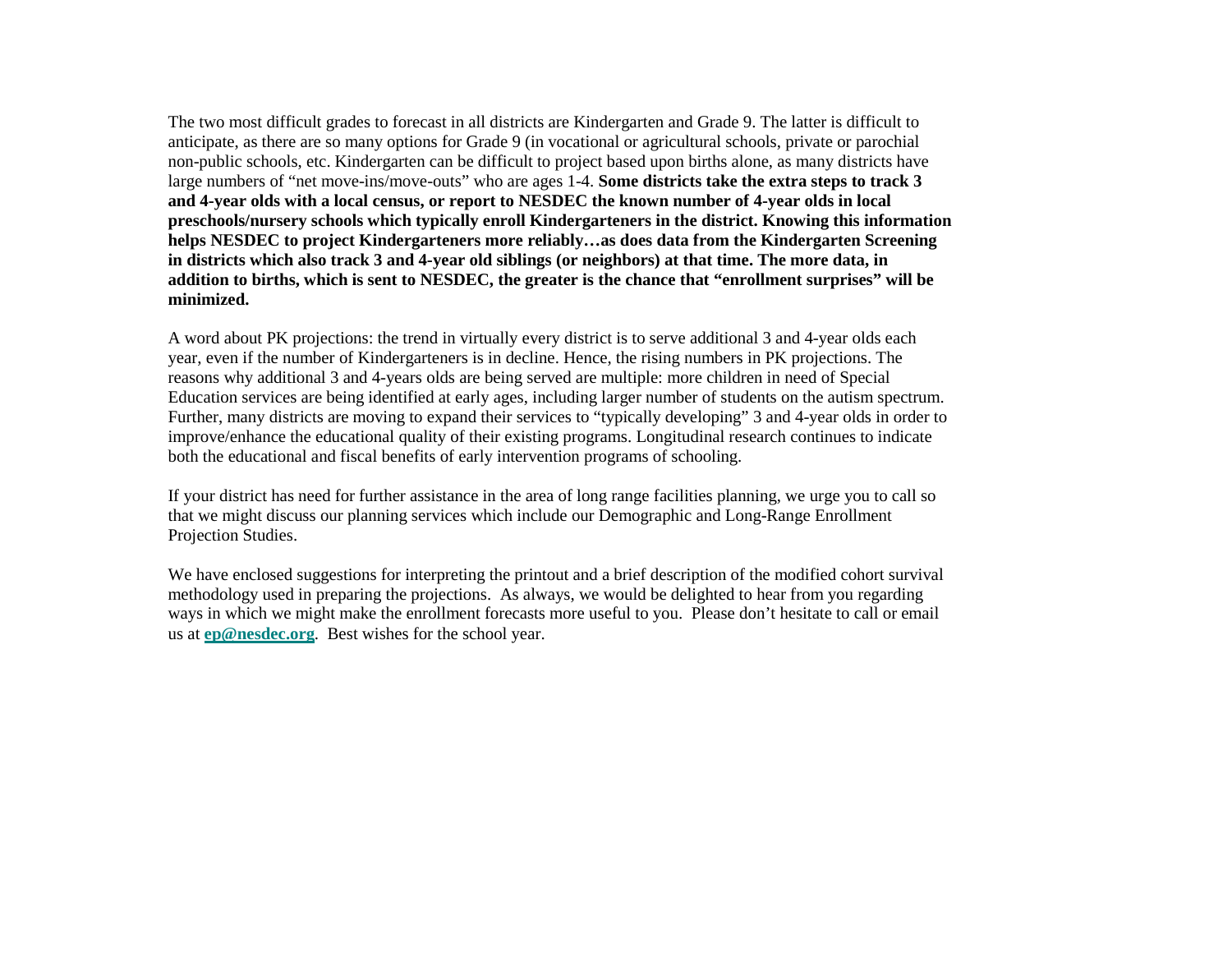The two most difficult grades to forecast in all districts are Kindergarten and Grade 9. The latter is difficult to anticipate, as there are so many options for Grade 9 (in vocational or agricultural schools, private or parochial non-public schools, etc. Kindergarten can be difficult to project based upon births alone, as many districts have large numbers of "net move-ins/move-outs" who are ages 1-4. **Some districts take the extra steps to track 3 and 4-year olds with a local census, or report to NESDEC the known number of 4-year olds in local preschools/nursery schools which typically enroll Kindergarteners in the district. Knowing this information helps NESDEC to project Kindergarteners more reliably…as does data from the Kindergarten Screening in districts which also track 3 and 4-year old siblings (or neighbors) at that time. The more data, in addition to births, which is sent to NESDEC, the greater is the chance that "enrollment surprises" will be minimized.**

A word about PK projections: the trend in virtually every district is to serve additional 3 and 4-year olds each year, even if the number of Kindergarteners is in decline. Hence, the rising numbers in PK projections. The reasons why additional 3 and 4-years olds are being served are multiple: more children in need of Special Education services are being identified at early ages, including larger number of students on the autism spectrum. Further, many districts are moving to expand their services to "typically developing" 3 and 4-year olds in order to improve/enhance the educational quality of their existing programs. Longitudinal research continues to indicate both the educational and fiscal benefits of early intervention programs of schooling.

If your district has need for further assistance in the area of long range facilities planning, we urge you to call so that we might discuss our planning services which include our Demographic and Long-Range Enrollment Projection Studies.

We have enclosed suggestions for interpreting the printout and a brief description of the modified cohort survival methodology used in preparing the projections. As always, we would be delighted to hear from you regarding ways in which we might make the enrollment forecasts more useful to you. Please don't hesitate to call or email us at **ep@nesdec.org**. Best wishes for the school year.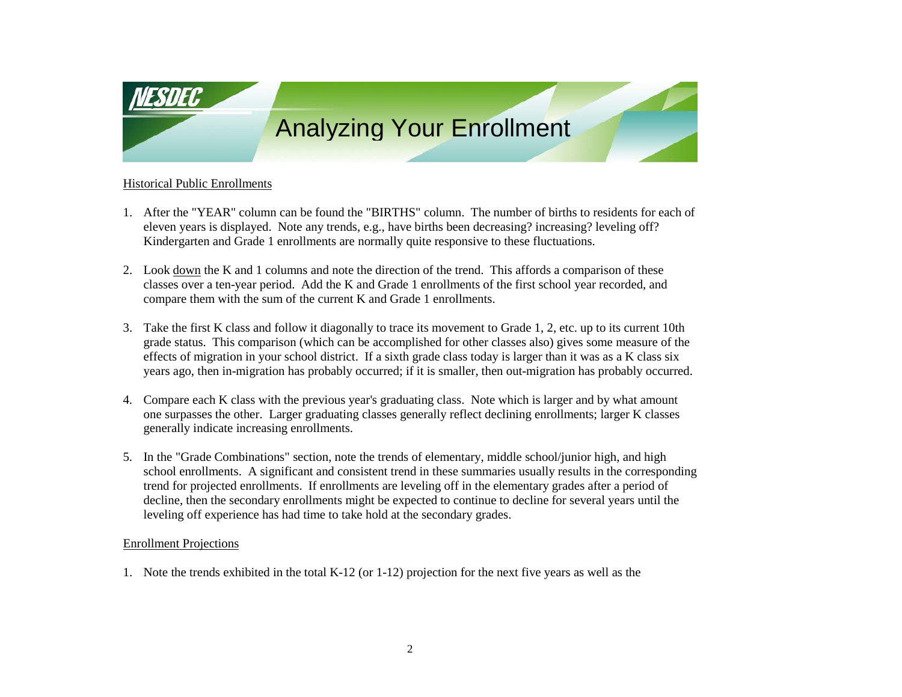# Analyzing Your Enrollment

Historical Public Enrollments

1. After the "YEAR" column can be found the "BIRTHS" column. The number of births to residents for each of eleven years is displayed. Note any trends, e.g., have births been decreasing? increasing? leveling off? Kindergarten and Grade 1 enrollments are normally quite responsive to these fluctuations.

2. Look down the K and 1 columns and note the direction of the trend. This affords a comparison of these classes over a ten-year period. Add the K and Grade 1 enrollments of the first school year recorded, and compare them with the sum of the current K and Grade 1 enrollments.

3. Take the first K class and follow it diagonally to trace its movement to Grade 1, 2, etc. up to its current 10th grade status. This comparison (which can be accomplished for other classes also) gives some measure of the effects of migration in your school district. If a sixth grade class today is larger than it was as a K class six years ago, then in-migration has probably occurred; if it is smaller, then out-migration has probably occurred.

4. Compare each K class with the previous year's graduating class. Note which is larger and by what amount one surpasses the other. Larger graduating classes generally reflect declining enrollments; larger K classes generally indicate increasing enrollments.

5. In the "Grade Combinations" section, note the trends of elementary, middle school/junior high, and high school enrollments. A significant and consistent trend in these summaries usually results in the corresponding trend for projected enrollments. If enrollments are leveling off in the elementary grades after a period of decline, then the secondary enrollments might be expected to continue to decline for several years until the leveling off experience has had time to take hold at the secondary grades.

Enrollment Projections

1. Note the trends exhibited in the total K-12 (or 1-12) projection for the next five years as well as the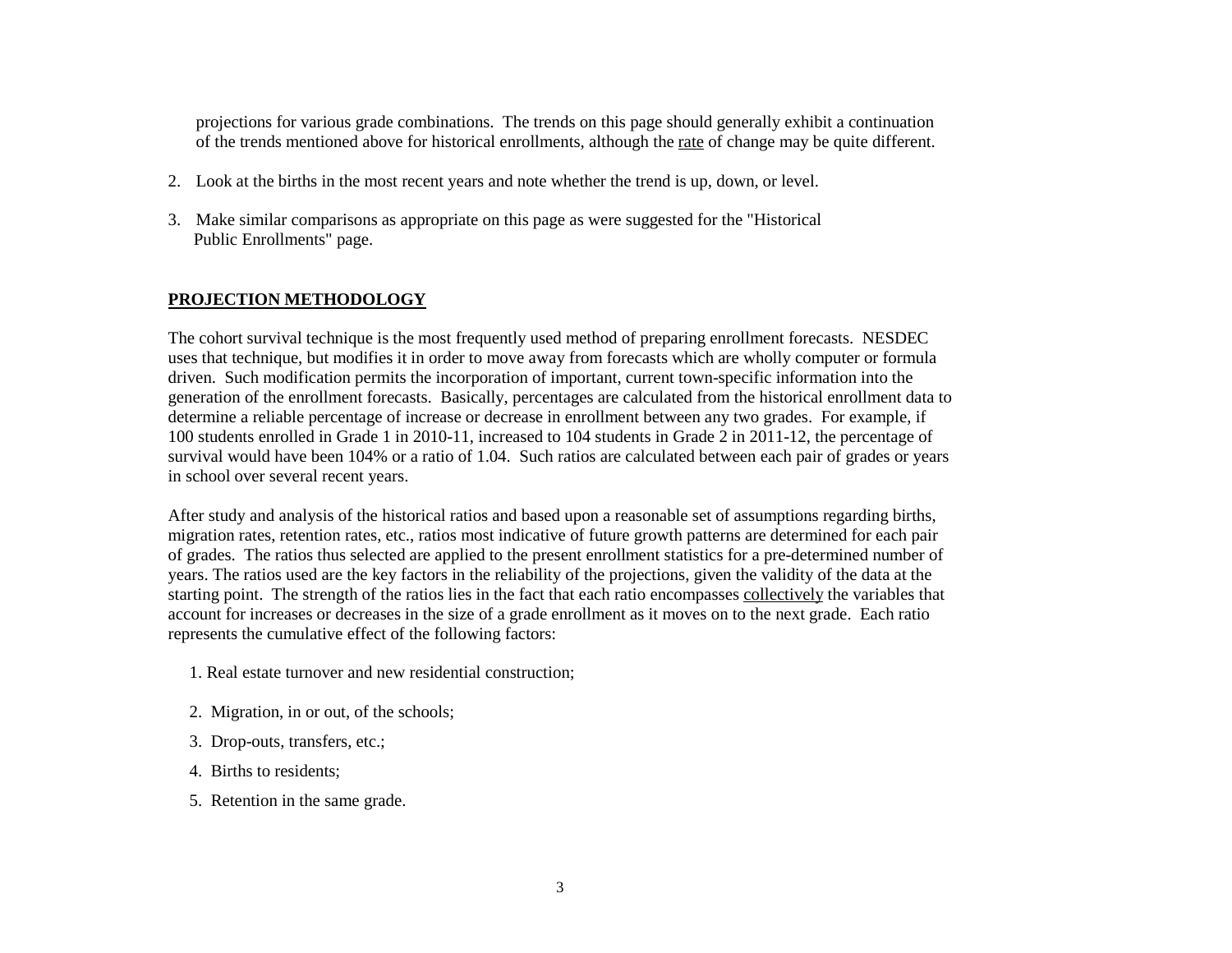projections for various grade combinations. The trends on this page should generally exhibit a continuation of the trends mentioned above for historical enrollments, although the rate of change may be quite different.

2. Look at the births in the most recent years and note whether the trend is up, down, or level.

3. Make similar comparisons as appropriate on this page as were suggested for the "Historical Public Enrollments" page.

## PROJECTION METHODOLOGY

The cohort survival technique is the most frequently used method of preparing enrollment forecasts. NESDEC uses that technique, but modifies it in order to move away from forecasts which are wholly computer or formula driven. Such modification permits the incorporation of important, current town-specific information into the generation of the enrollment forecasts. Basically, percentages are calculated from the historical enrollment data to determine a reliable percentage of increase or decrease in enrollment between any two grades. For example, if 100 students enrolled in Grade 1 in 2010-11, increased to 104 students in Grade 2 in 2011-12, the percentage of survival would have been 104% or a ratio of 1.04. Such ratios are calculated between each pair of grades or years in school over several recent years.

After study and analysis of the historical ratios and based upon a reasonable set of assumptions regarding births, migration rates, retention rates, etc., ratios most indicative of future growth patterns are determined for each pair of grades. The ratios thus selected are applied to the present enrollment statistics for a pre-determined number of years. The ratios used are the key factors in the reliability of the projections, given the validity of the data at the starting point. The strength of the ratios lies in the fact that each ratio encompasses collectively the variables that account for increases or decreases in the size of a grade enrollment as it moves on to the next grade. Each ratio represents the cumulative effect of the following factors:

1. Real estate turnover and new residential construction;
2. Migration, in or out, of the schools;
3. Drop-outs, transfers, etc.;
4. Births to residents;
5. Retention in the same grade.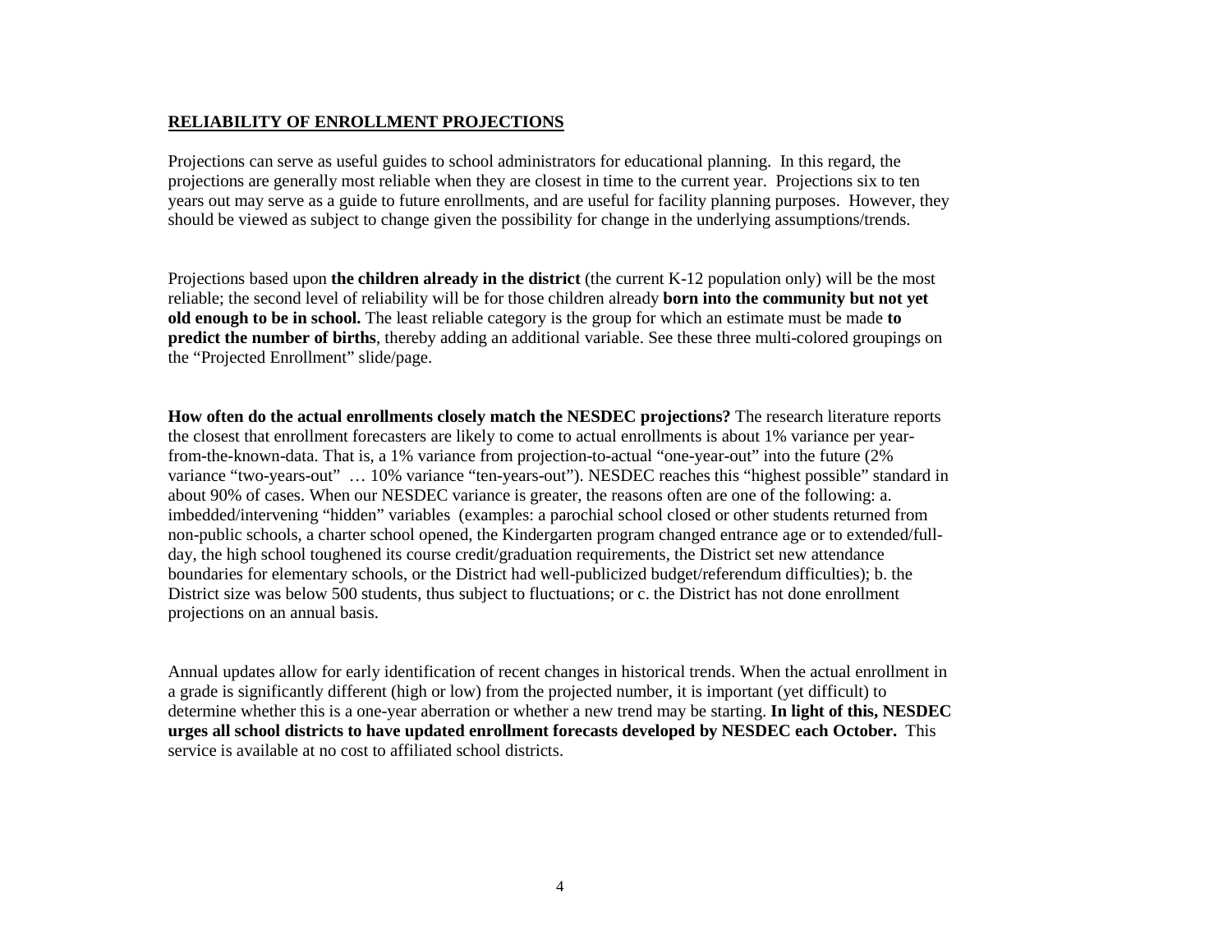## RELIABILITY OF ENROLLMENT PROJECTIONS

Projections can serve as useful guides to school administrators for educational planning. In this regard, the projections are generally most reliable when they are closest in time to the current year. Projections six to ten years out may serve as a guide to future enrollments, and are useful for facility planning purposes. However, they should be viewed as subject to change given the possibility for change in the underlying assumptions/trends.

Projections based upon **the children already in the district** (the current K-12 population only) will be the most reliable; the second level of reliability will be for those children already **born into the community but not yet old enough to be in school.** The least reliable category is the group for which an estimate must be made **to predict the number of births**, thereby adding an additional variable. See these three multi-colored groupings on the "Projected Enrollment" slide/page.

**How often do the actual enrollments closely match the NESDEC projections?** The research literature reports the closest that enrollment forecasters are likely to come to actual enrollments is about 1% variance per year-from-the-known-data. That is, a 1% variance from projection-to-actual "one-year-out" into the future (2% variance "two-years-out" … 10% variance "ten-years-out"). NESDEC reaches this "highest possible" standard in about 90% of cases. When our NESDEC variance is greater, the reasons often are one of the following: a. imbedded/intervening "hidden" variables (examples: a parochial school closed or other students returned from non-public schools, a charter school opened, the Kindergarten program changed entrance age or to extended/full-day, the high school toughened its course credit/graduation requirements, the District set new attendance boundaries for elementary schools, or the District had well-publicized budget/referendum difficulties); b. the District size was below 500 students, thus subject to fluctuations; or c. the District has not done enrollment projections on an annual basis.

Annual updates allow for early identification of recent changes in historical trends. When the actual enrollment in a grade is significantly different (high or low) from the projected number, it is important (yet difficult) to determine whether this is a one-year aberration or whether a new trend may be starting. **In light of this, NESDEC urges all school districts to have updated enrollment forecasts developed by NESDEC each October.** This service is available at no cost to affiliated school districts.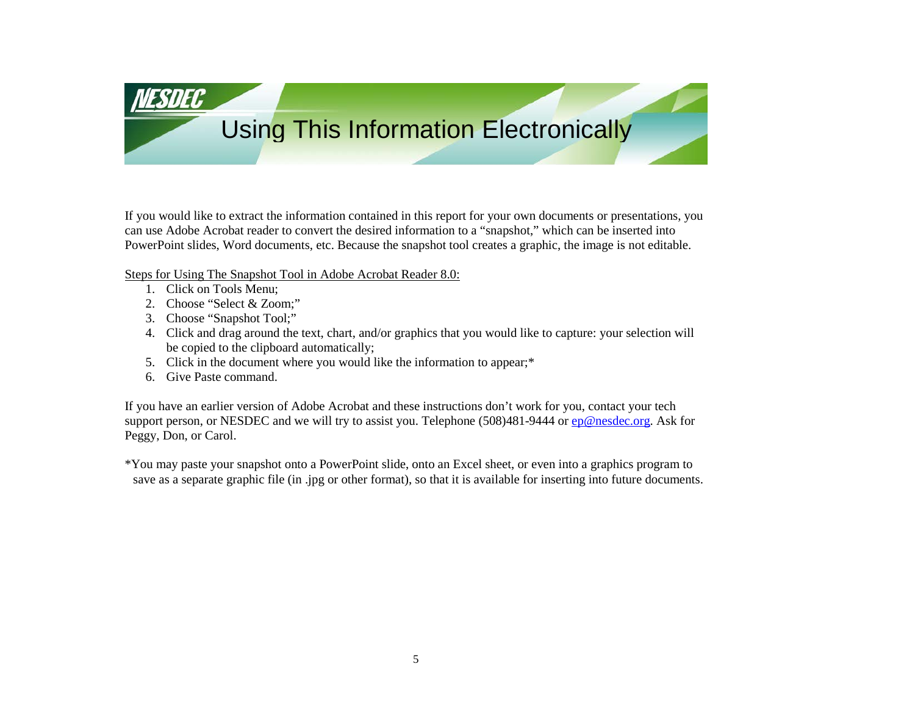# Using This Information Electronically

If you would like to extract the information contained in this report for your own documents or presentations, you can use Adobe Acrobat reader to convert the desired information to a "snapshot," which can be inserted into PowerPoint slides, Word documents, etc. Because the snapshot tool creates a graphic, the image is not editable.

Steps for Using The Snapshot Tool in Adobe Acrobat Reader 8.0:

1. Click on Tools Menu;
2. Choose "Select & Zoom;"
3. Choose "Snapshot Tool;"
4. Click and drag around the text, chart, and/or graphics that you would like to capture: your selection will be copied to the clipboard automatically;
5. Click in the document where you would like the information to appear;*
6. Give Paste command.

If you have an earlier version of Adobe Acrobat and these instructions don't work for you, contact your tech support person, or NESDEC and we will try to assist you. Telephone (508)481-9444 or ep@nesdec.org. Ask for Peggy, Don, or Carol.

*You may paste your snapshot onto a PowerPoint slide, onto an Excel sheet, or even into a graphics program to save as a separate graphic file (in .jpg or other format), so that it is available for inserting into future documents.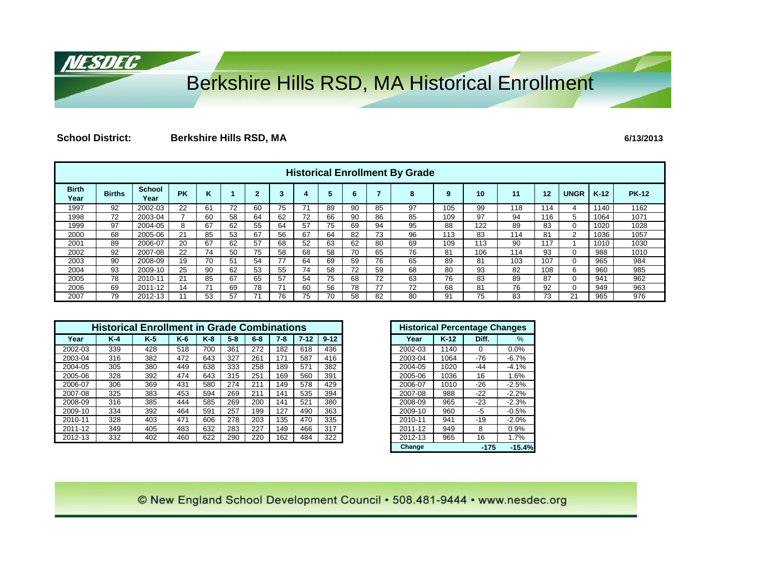# Berkshire Hills RSD, MA Historical Enrollment

**School District:** **Berkshire Hills RSD, MA** **6/13/2013**

## Historical Enrollment By Grade

| Birth Year | Births | School Year | PK | K | 1 | 2 | 3 | 4 | 5 | 6 | 7 | 8 | 9 | 10 | 11 | 12 | UNGR | K-12 | PK-12 |
|---|---|---|---|---|---|---|---|---|---|---|---|---|---|---|---|---|---|---|---|
| 1997 | 92 | 2002-03 | 22 | 61 | 72 | 60 | 75 | 71 | 89 | 90 | 85 | 97 | 105 | 99 | 118 | 114 | 4 | 1140 | 1162 |
| 1998 | 72 | 2003-04 | 7 | 60 | 58 | 64 | 62 | 72 | 66 | 90 | 86 | 85 | 109 | 97 | 94 | 116 | 5 | 1064 | 1071 |
| 1999 | 97 | 2004-05 | 8 | 67 | 62 | 55 | 64 | 57 | 75 | 69 | 94 | 95 | 88 | 122 | 89 | 83 | 0 | 1020 | 1028 |
| 2000 | 68 | 2005-06 | 21 | 85 | 53 | 67 | 56 | 67 | 64 | 82 | 73 | 96 | 113 | 83 | 114 | 81 | 2 | 1036 | 1057 |
| 2001 | 89 | 2006-07 | 20 | 67 | 62 | 57 | 68 | 52 | 63 | 62 | 80 | 69 | 109 | 113 | 90 | 117 | 1 | 1010 | 1030 |
| 2002 | 92 | 2007-08 | 22 | 74 | 50 | 75 | 58 | 68 | 58 | 70 | 65 | 76 | 81 | 106 | 114 | 93 | 0 | 988 | 1010 |
| 2003 | 90 | 2008-09 | 19 | 70 | 51 | 54 | 77 | 64 | 69 | 59 | 76 | 65 | 89 | 81 | 103 | 107 | 0 | 965 | 984 |
| 2004 | 93 | 2009-10 | 25 | 90 | 62 | 53 | 55 | 74 | 58 | 72 | 59 | 68 | 80 | 93 | 82 | 108 | 6 | 960 | 985 |
| 2005 | 78 | 2010-11 | 21 | 85 | 67 | 65 | 57 | 54 | 75 | 68 | 72 | 63 | 76 | 83 | 89 | 87 | 0 | 941 | 962 |
| 2006 | 69 | 2011-12 | 14 | 71 | 69 | 78 | 71 | 60 | 56 | 78 | 77 | 72 | 68 | 81 | 76 | 92 | 0 | 949 | 963 |
| 2007 | 79 | 2012-13 | 11 | 53 | 57 | 71 | 76 | 75 | 70 | 58 | 82 | 80 | 91 | 75 | 83 | 73 | 21 | 965 | 976 |

## Historical Enrollment in Grade Combinations

| Year | K-4 | K-5 | K-6 | K-8 | 5-8 | 6-8 | 7-8 | 7-12 | 9-12 |
|---|---|---|---|---|---|---|---|---|---|
| 2002-03 | 339 | 428 | 518 | 700 | 361 | 272 | 182 | 618 | 436 |
| 2003-04 | 316 | 382 | 472 | 643 | 327 | 261 | 171 | 587 | 416 |
| 2004-05 | 305 | 380 | 449 | 638 | 333 | 258 | 189 | 571 | 382 |
| 2005-06 | 328 | 392 | 474 | 643 | 315 | 251 | 169 | 560 | 391 |
| 2006-07 | 306 | 369 | 431 | 580 | 274 | 211 | 149 | 578 | 429 |
| 2007-08 | 325 | 383 | 453 | 594 | 269 | 211 | 141 | 535 | 394 |
| 2008-09 | 316 | 385 | 444 | 585 | 269 | 200 | 141 | 521 | 380 |
| 2009-10 | 334 | 392 | 464 | 591 | 257 | 199 | 127 | 490 | 363 |
| 2010-11 | 328 | 403 | 471 | 606 | 278 | 203 | 135 | 470 | 335 |
| 2011-12 | 349 | 405 | 483 | 632 | 283 | 227 | 149 | 466 | 317 |
| 2012-13 | 332 | 402 | 460 | 622 | 290 | 220 | 162 | 484 | 322 |

## Historical Percentage Changes

| Year | K-12 | Diff. | % |
|---|---|---|---|
| 2002-03 | 1140 | 0 | 0.0% |
| 2003-04 | 1064 | -76 | -6.7% |
| 2004-05 | 1020 | -44 | -4.1% |
| 2005-06 | 1036 | 16 | 1.6% |
| 2006-07 | 1010 | -26 | -2.5% |
| 2007-08 | 988 | -22 | -2.2% |
| 2008-09 | 965 | -23 | -2.3% |
| 2009-10 | 960 | -5 | -0.5% |
| 2010-11 | 941 | -19 | -2.0% |
| 2011-12 | 949 | 8 | 0.9% |
| 2012-13 | 965 | 16 | 1.7% |
| **Change** | | **-175** | **-15.4%** |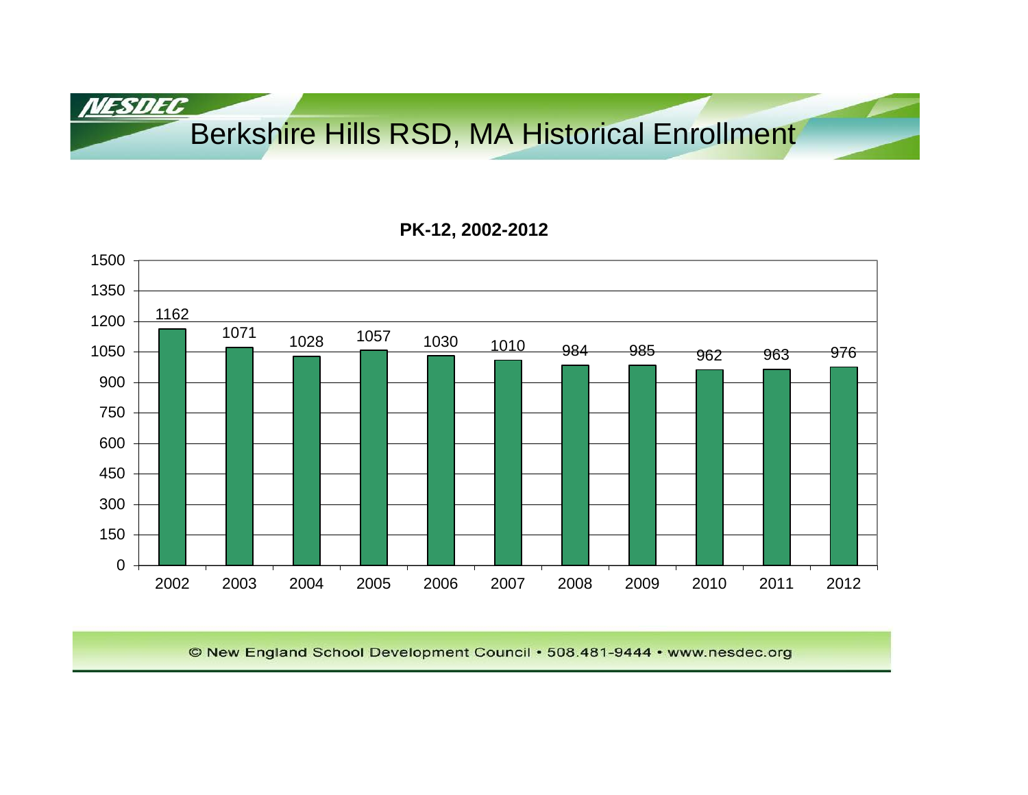# Berkshire Hills RSD, MA Historical Enrollment

**PK-12, 2002-2012**

| Year | Enrollment |
|---|---|
| 2002 | 1162 |
| 2003 | 1071 |
| 2004 | 1028 |
| 2005 | 1057 |
| 2006 | 1030 |
| 2007 | 1010 |
| 2008 | 984 |
| 2009 | 985 |
| 2010 | 962 |
| 2011 | 963 |
| 2012 | 976 |

© New England School Development Council • 508.481-9444 • www.nesdec.org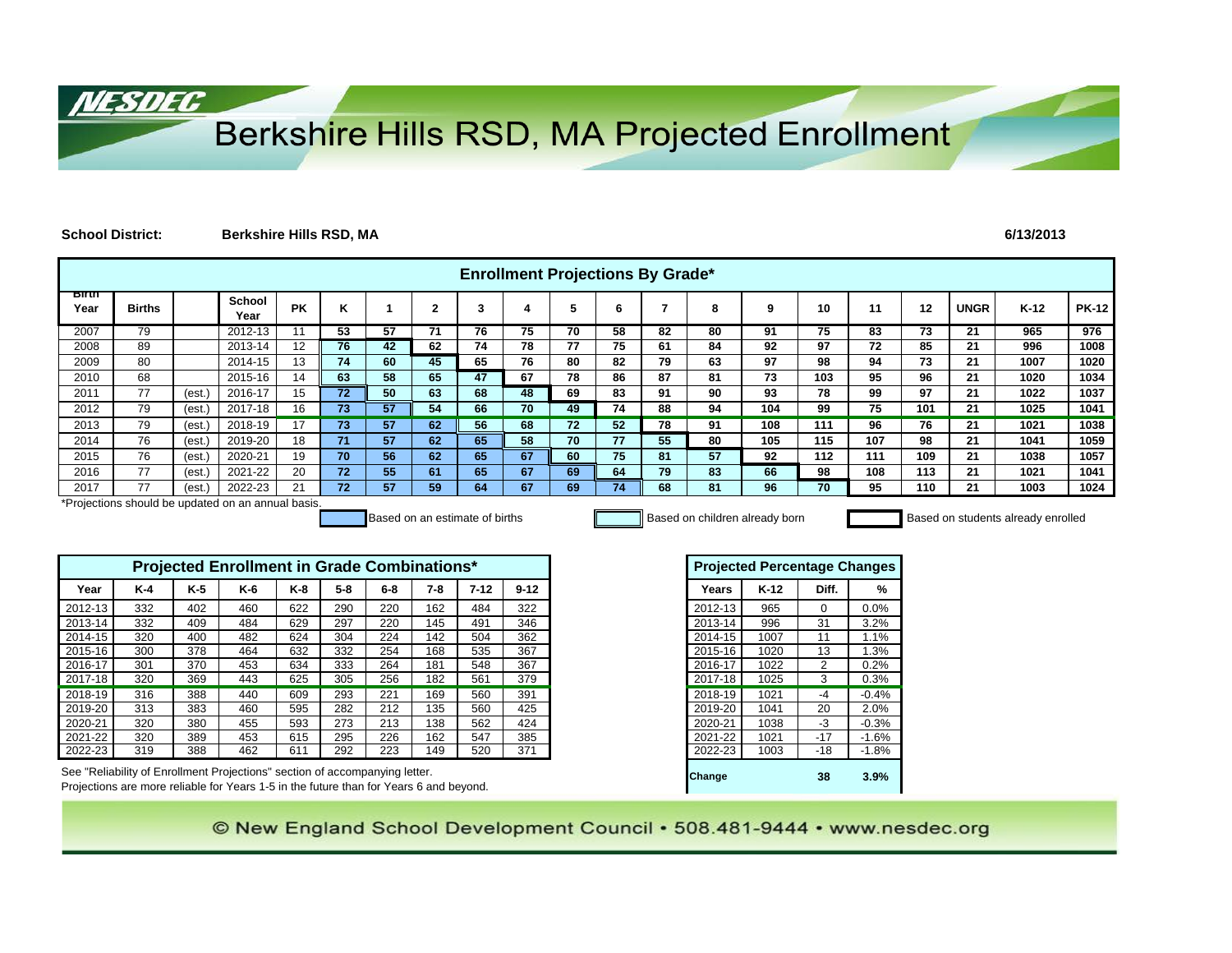# Berkshire Hills RSD, MA Projected Enrollment

**School District:** **Berkshire Hills RSD, MA** **6/13/2013**

## Enrollment Projections By Grade*

| Birth Year | Births | | School Year | PK | K | 1 | 2 | 3 | 4 | 5 | 6 | 7 | 8 | 9 | 10 | 11 | 12 | UNGR | K-12 | PK-12 |
|---|---|---|---|---|---|---|---|---|---|---|---|---|---|---|---|---|---|---|---|---|
| 2007 | 79 | | 2012-13 | 11 | 53 | 57 | 71 | 76 | 75 | 70 | 58 | 82 | 80 | 91 | 75 | 83 | 73 | 21 | 965 | 976 |
| 2008 | 89 | | 2013-14 | 12 | 76 | 42 | 62 | 74 | 78 | 77 | 75 | 61 | 84 | 92 | 97 | 72 | 85 | 21 | 996 | 1008 |
| 2009 | 80 | | 2014-15 | 13 | 74 | 60 | 45 | 65 | 76 | 80 | 82 | 79 | 63 | 97 | 98 | 94 | 73 | 21 | 1007 | 1020 |
| 2010 | 68 | | 2015-16 | 14 | 63 | 58 | 65 | 47 | 67 | 78 | 86 | 87 | 81 | 73 | 103 | 95 | 96 | 21 | 1020 | 1034 |
| 2011 | 77 | (est.) | 2016-17 | 15 | 72 | 50 | 63 | 68 | 48 | 69 | 83 | 91 | 90 | 93 | 78 | 99 | 97 | 21 | 1022 | 1037 |
| 2012 | 79 | (est.) | 2017-18 | 16 | 73 | 57 | 54 | 66 | 70 | 49 | 74 | 88 | 94 | 104 | 99 | 75 | 101 | 21 | 1025 | 1041 |
| 2013 | 79 | (est.) | 2018-19 | 17 | 73 | 57 | 62 | 56 | 68 | 72 | 52 | 78 | 91 | 108 | 111 | 96 | 76 | 21 | 1021 | 1038 |
| 2014 | 76 | (est.) | 2019-20 | 18 | 71 | 57 | 62 | 65 | 58 | 70 | 77 | 55 | 80 | 105 | 115 | 107 | 98 | 21 | 1041 | 1059 |
| 2015 | 76 | (est.) | 2020-21 | 19 | 70 | 56 | 62 | 65 | 67 | 60 | 75 | 81 | 57 | 92 | 112 | 111 | 109 | 21 | 1038 | 1057 |
| 2016 | 77 | (est.) | 2021-22 | 20 | 72 | 55 | 61 | 65 | 67 | 69 | 64 | 79 | 83 | 66 | 98 | 108 | 113 | 21 | 1021 | 1041 |
| 2017 | 77 | (est.) | 2022-23 | 21 | 72 | 57 | 59 | 64 | 67 | 69 | 74 | 68 | 81 | 96 | 70 | 95 | 110 | 21 | 1003 | 1024 |

*Projections should be updated on an annual basis.

Based on an estimate of births | Based on children already born | Based on students already enrolled

## Projected Enrollment in Grade Combinations*

| Year | K-4 | K-5 | K-6 | K-8 | 5-8 | 6-8 | 7-8 | 7-12 | 9-12 |
|---|---|---|---|---|---|---|---|---|---|
| 2012-13 | 332 | 402 | 460 | 622 | 290 | 220 | 162 | 484 | 322 |
| 2013-14 | 332 | 409 | 484 | 629 | 297 | 220 | 145 | 491 | 346 |
| 2014-15 | 320 | 400 | 482 | 624 | 304 | 224 | 142 | 504 | 362 |
| 2015-16 | 300 | 378 | 464 | 632 | 332 | 254 | 168 | 535 | 367 |
| 2016-17 | 301 | 370 | 453 | 634 | 333 | 264 | 181 | 548 | 367 |
| 2017-18 | 320 | 369 | 443 | 625 | 305 | 256 | 182 | 561 | 379 |
| 2018-19 | 316 | 388 | 440 | 609 | 293 | 221 | 169 | 560 | 391 |
| 2019-20 | 313 | 383 | 460 | 595 | 282 | 212 | 135 | 560 | 425 |
| 2020-21 | 320 | 380 | 455 | 593 | 273 | 213 | 138 | 562 | 424 |
| 2021-22 | 320 | 389 | 453 | 615 | 295 | 226 | 162 | 547 | 385 |
| 2022-23 | 319 | 388 | 462 | 611 | 292 | 223 | 149 | 520 | 371 |

See "Reliability of Enrollment Projections" section of accompanying letter.
Projections are more reliable for Years 1-5 in the future than for Years 6 and beyond.

## Projected Percentage Changes

| Years | K-12 | Diff. | % |
|---|---|---|---|
| 2012-13 | 965 | 0 | 0.0% |
| 2013-14 | 996 | 31 | 3.2% |
| 2014-15 | 1007 | 11 | 1.1% |
| 2015-16 | 1020 | 13 | 1.3% |
| 2016-17 | 1022 | 2 | 0.2% |
| 2017-18 | 1025 | 3 | 0.3% |
| 2018-19 | 1021 | -4 | -0.4% |
| 2019-20 | 1041 | 20 | 2.0% |
| 2020-21 | 1038 | -3 | -0.3% |
| 2021-22 | 1021 | -17 | -1.6% |
| 2022-23 | 1003 | -18 | -1.8% |
| **Change** | | **38** | **3.9%** |

© New England School Development Council • 508.481-9444 • www.nesdec.org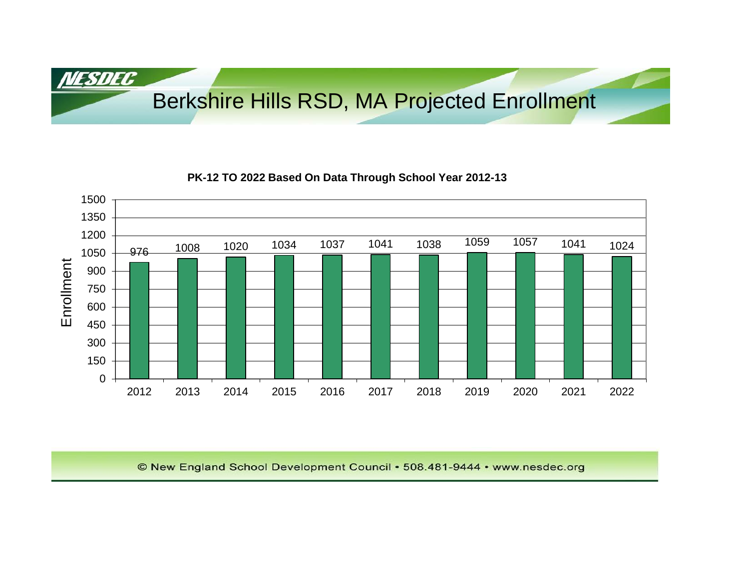# Berkshire Hills RSD, MA Projected Enrollment

**PK-12 TO 2022 Based On Data Through School Year 2012-13**

| Year | Enrollment |
|---|---|
| 2012 | 976 |
| 2013 | 1008 |
| 2014 | 1020 |
| 2015 | 1034 |
| 2016 | 1037 |
| 2017 | 1041 |
| 2018 | 1038 |
| 2019 | 1059 |
| 2020 | 1057 |
| 2021 | 1041 |
| 2022 | 1024 |

© New England School Development Council • 508.481-9444 • www.nesdec.org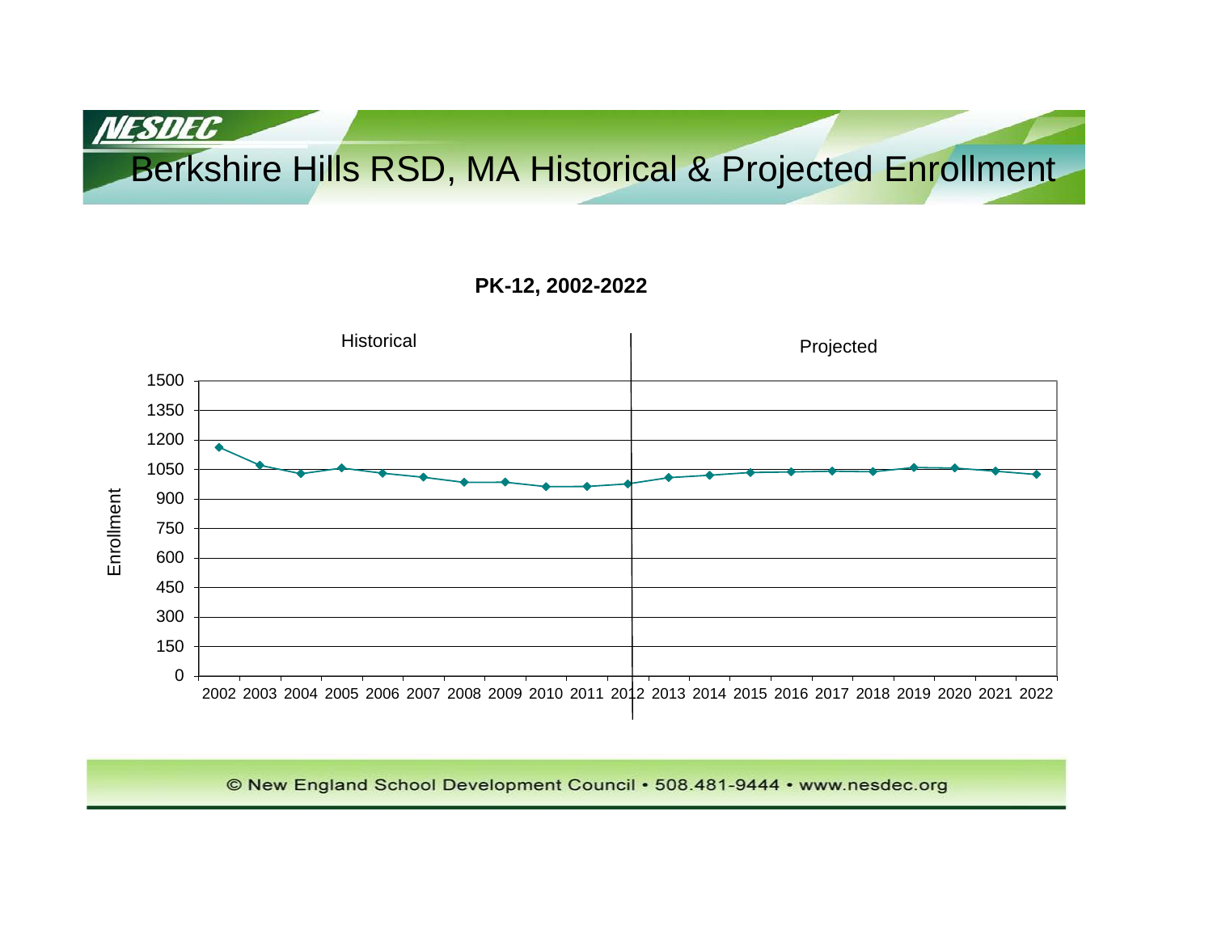# Berkshire Hills RSD, MA Historical & Projected Enrollment

**PK-12, 2002-2022**

Historical | Projected

Enrollment

1500
1350
1200
1050
900
750
600
450
300
150
0

2002 2003 2004 2005 2006 2007 2008 2009 2010 2011 2012 2013 2014 2015 2016 2017 2018 2019 2020 2021 2022

© New England School Development Council • 508.481-9444 • www.nesdec.org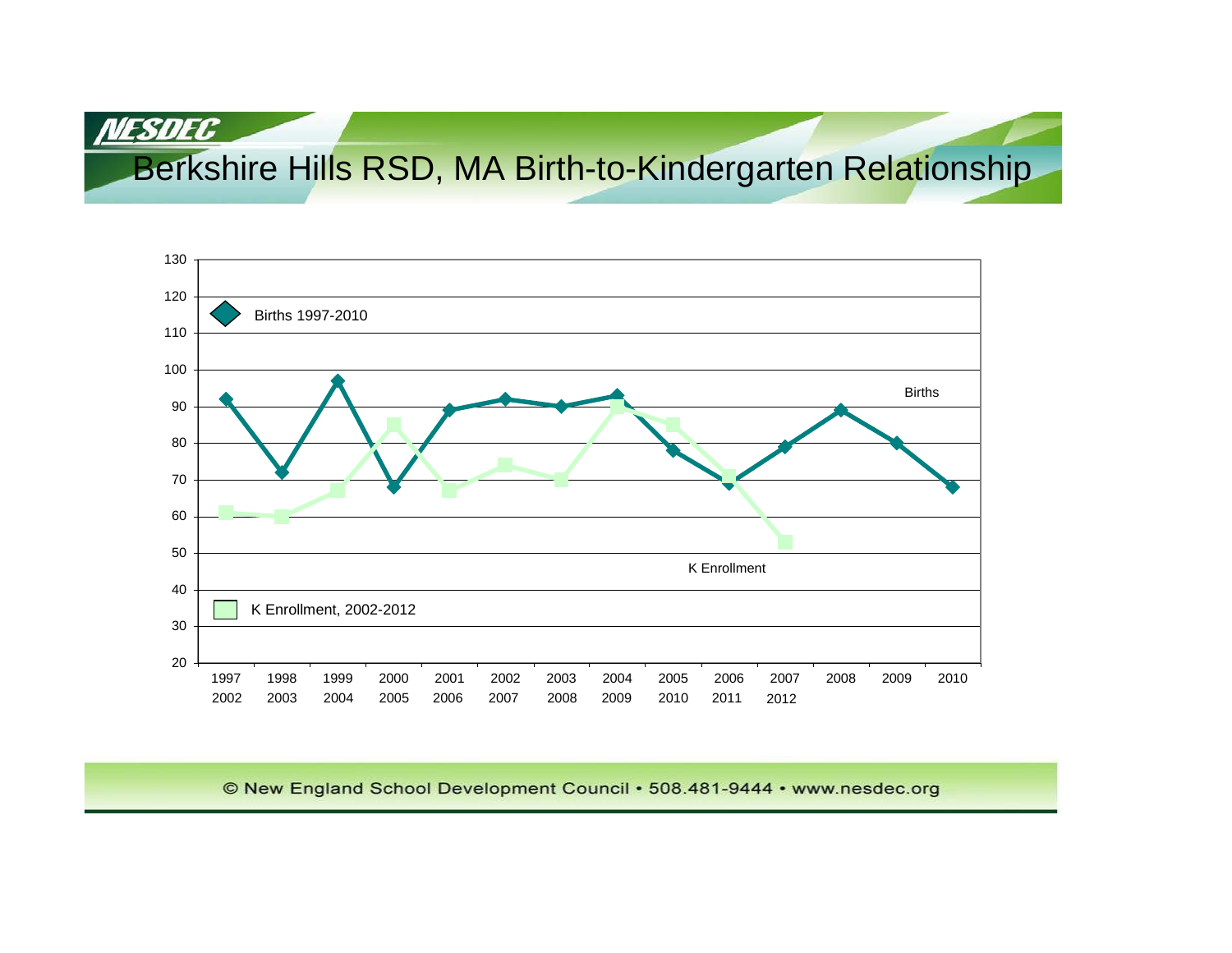# Berkshire Hills RSD, MA Birth-to-Kindergarten Relationship

Births 1997-2010

K Enrollment, 2002-2012

| Birth Year | K Year | Births | K Enrollment |
|---|---|---|---|
| 1997 | 2002 | 92 | 61 |
| 1998 | 2003 | 72 | 60 |
| 1999 | 2004 | 97 | 67 |
| 2000 | 2005 | 68 | 85 |
| 2001 | 2006 | 89 | 67 |
| 2002 | 2007 | 92 | 74 |
| 2003 | 2008 | 90 | 70 |
| 2004 | 2009 | 93 | 90 |
| 2005 | 2010 | 78 | 85 |
| 2006 | 2011 | 69 | 71 |
| 2007 | 2012 | 79 | 53 |
| 2008 | | 89 | |
| 2009 | | 80 | |
| 2010 | | 68 | |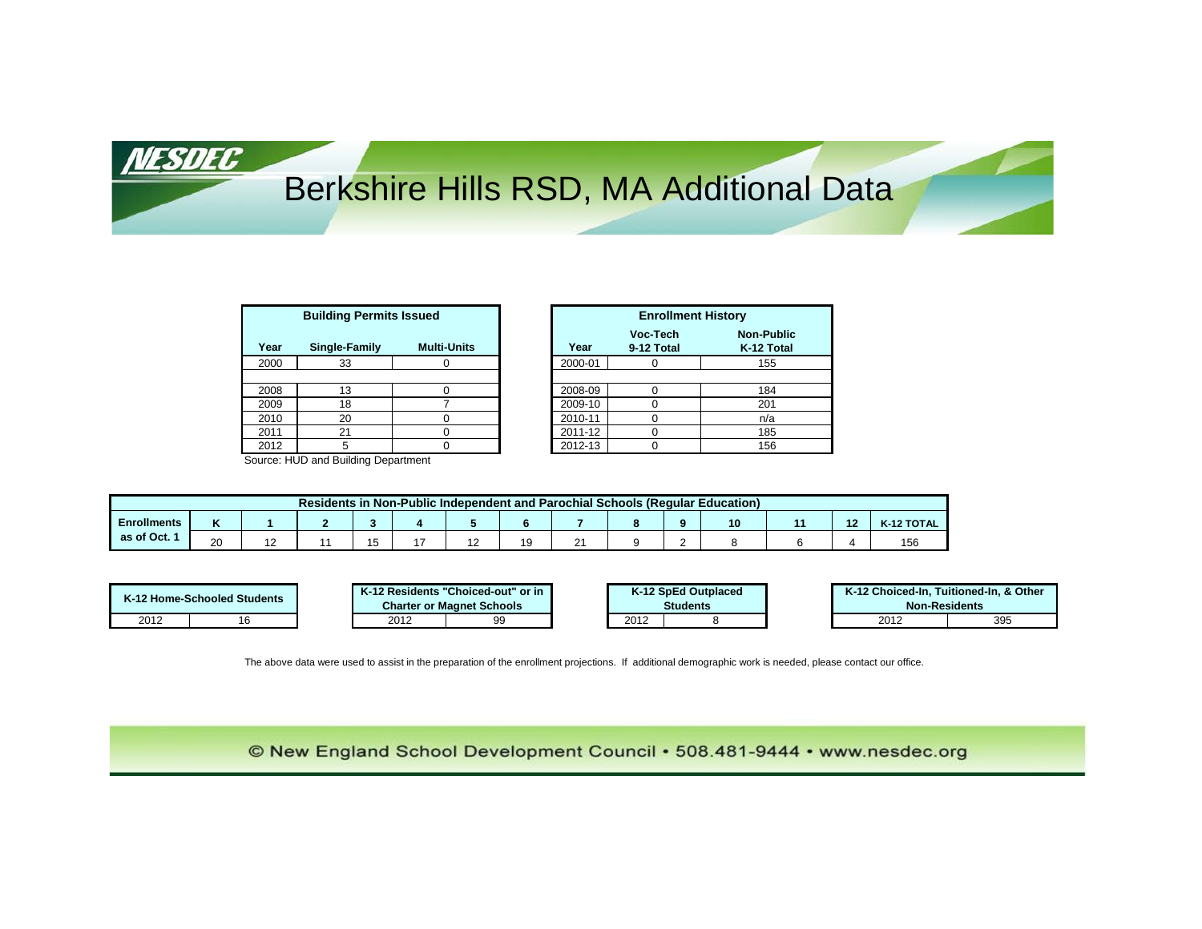# Berkshire Hills RSD, MA Additional Data

| Building Permits Issued | | |
|---|---|---|
| **Year** | **Single-Family** | **Multi-Units** |
| 2000 | 33 | 0 |
| | | |
| 2008 | 13 | 0 |
| 2009 | 18 | 7 |
| 2010 | 20 | 0 |
| 2011 | 21 | 0 |
| 2012 | 5 | 0 |

Source: HUD and Building Department

| Enrollment History | | |
|---|---|---|
| **Year** | **Voc-Tech 9-12 Total** | **Non-Public K-12 Total** |
| 2000-01 | 0 | 155 |
| | | |
| 2008-09 | 0 | 184 |
| 2009-10 | 0 | 201 |
| 2010-11 | 0 | n/a |
| 2011-12 | 0 | 185 |
| 2012-13 | 0 | 156 |

| Residents in Non-Public Independent and Parochial Schools (Regular Education) | | | | | | | | | | | | | | |
|---|---|---|---|---|---|---|---|---|---|---|---|---|---|---|
| **Enrollments as of Oct. 1** | **K** | **1** | **2** | **3** | **4** | **5** | **6** | **7** | **8** | **9** | **10** | **11** | **12** | **K-12 TOTAL** |
| | 20 | 12 | 11 | 15 | 17 | 12 | 19 | 21 | 9 | 2 | 8 | 6 | 4 | 156 |

| K-12 Home-Schooled Students | |
|---|---|
| 2012 | 16 |

| K-12 Residents "Choiced-out" or in Charter or Magnet Schools | |
|---|---|
| 2012 | 99 |

| K-12 SpEd Outplaced Students | |
|---|---|
| 2012 | 8 |

| K-12 Choiced-In, Tuitioned-In, & Other Non-Residents | |
|---|---|
| 2012 | 395 |

The above data were used to assist in the preparation of the enrollment projections. If additional demographic work is needed, please contact our office.

© New England School Development Council • 508.481-9444 • www.nesdec.org